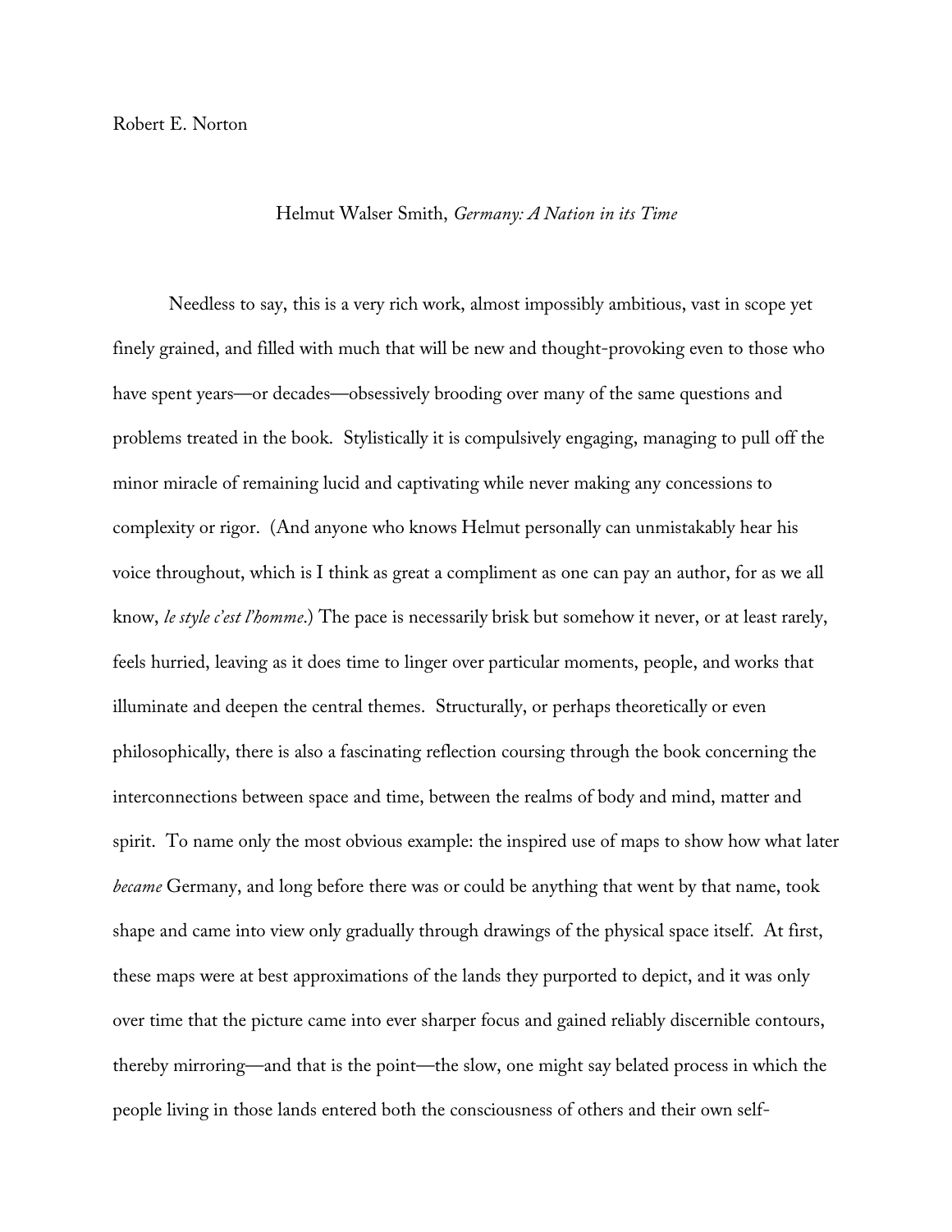Robert E. Norton

Helmut Walser Smith, *Germany: A Nation in its Time*

Needless to say, this is a very rich work, almost impossibly ambitious, vast in scope yet finely grained, and filled with much that will be new and thought-provoking even to those who have spent years—or decades—obsessively brooding over many of the same questions and problems treated in the book. Stylistically it is compulsively engaging, managing to pull off the minor miracle of remaining lucid and captivating while never making any concessions to complexity or rigor. (And anyone who knows Helmut personally can unmistakably hear his voice throughout, which is I think as great a compliment as one can pay an author, for as we all know, *le style c'est l'homme*.) The pace is necessarily brisk but somehow it never, or at least rarely, feels hurried, leaving as it does time to linger over particular moments, people, and works that illuminate and deepen the central themes. Structurally, or perhaps theoretically or even philosophically, there is also a fascinating reflection coursing through the book concerning the interconnections between space and time, between the realms of body and mind, matter and spirit. To name only the most obvious example: the inspired use of maps to show how what later *became* Germany, and long before there was or could be anything that went by that name, took shape and came into view only gradually through drawings of the physical space itself. At first, these maps were at best approximations of the lands they purported to depict, and it was only over time that the picture came into ever sharper focus and gained reliably discernible contours, thereby mirroring—and that is the point—the slow, one might say belated process in which the people living in those lands entered both the consciousness of others and their own self-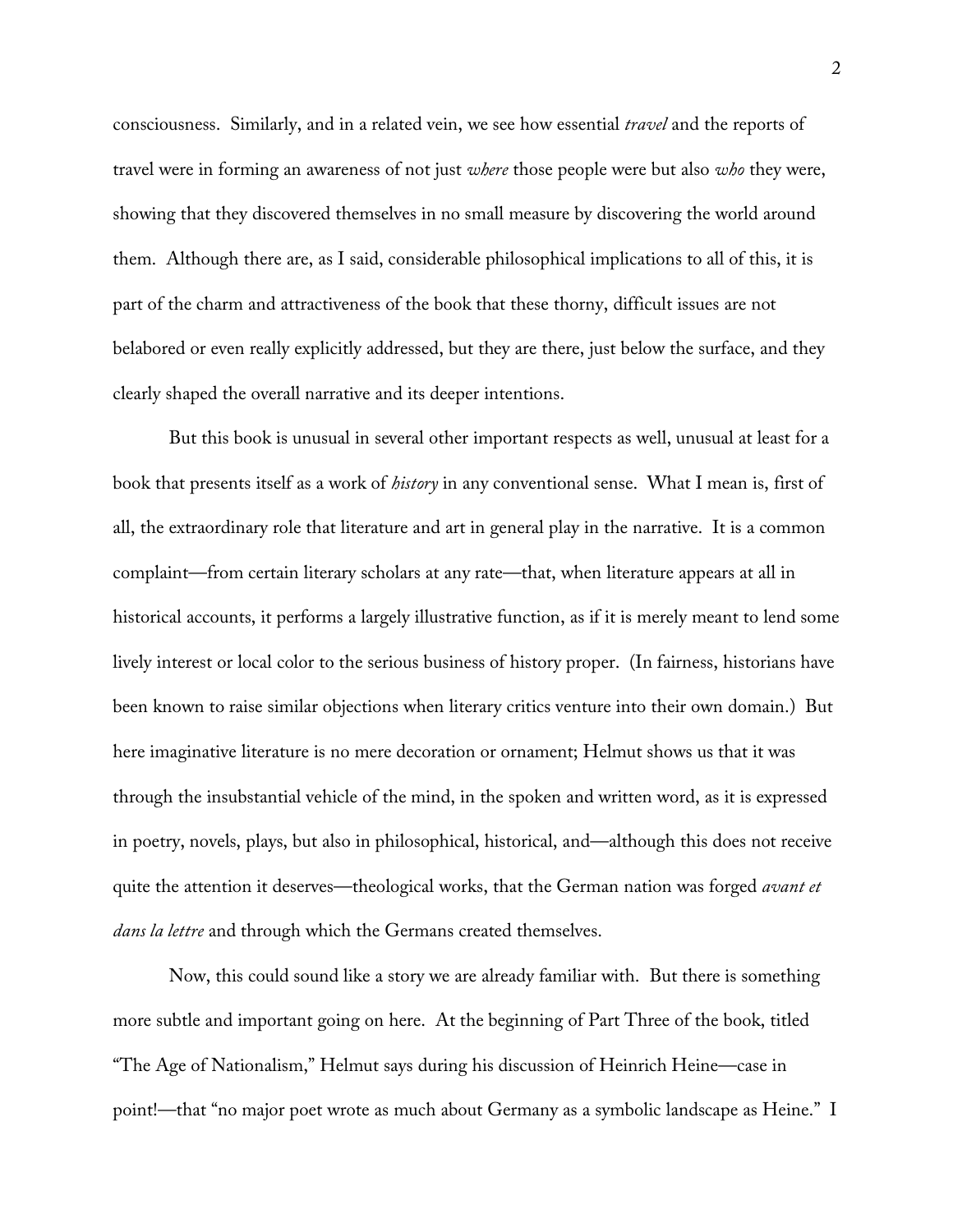consciousness. Similarly, and in a related vein, we see how essential *travel* and the reports of travel were in forming an awareness of not just *where* those people were but also *who* they were, showing that they discovered themselves in no small measure by discovering the world around them. Although there are, as I said, considerable philosophical implications to all of this, it is part of the charm and attractiveness of the book that these thorny, difficult issues are not belabored or even really explicitly addressed, but they are there, just below the surface, and they clearly shaped the overall narrative and its deeper intentions.

But this book is unusual in several other important respects as well, unusual at least for a book that presents itself as a work of *history* in any conventional sense. What I mean is, first of all, the extraordinary role that literature and art in general play in the narrative. It is a common complaint—from certain literary scholars at any rate—that, when literature appears at all in historical accounts, it performs a largely illustrative function, as if it is merely meant to lend some lively interest or local color to the serious business of history proper. (In fairness, historians have been known to raise similar objections when literary critics venture into their own domain.) But here imaginative literature is no mere decoration or ornament; Helmut shows us that it was through the insubstantial vehicle of the mind, in the spoken and written word, as it is expressed in poetry, novels, plays, but also in philosophical, historical, and—although this does not receive quite the attention it deserves—theological works, that the German nation was forged *avant et dans la lettre* and through which the Germans created themselves.

Now, this could sound like a story we are already familiar with. But there is something more subtle and important going on here. At the beginning of Part Three of the book, titled "The Age of Nationalism," Helmut says during his discussion of Heinrich Heine—case in point!—that "no major poet wrote as much about Germany as a symbolic landscape as Heine." I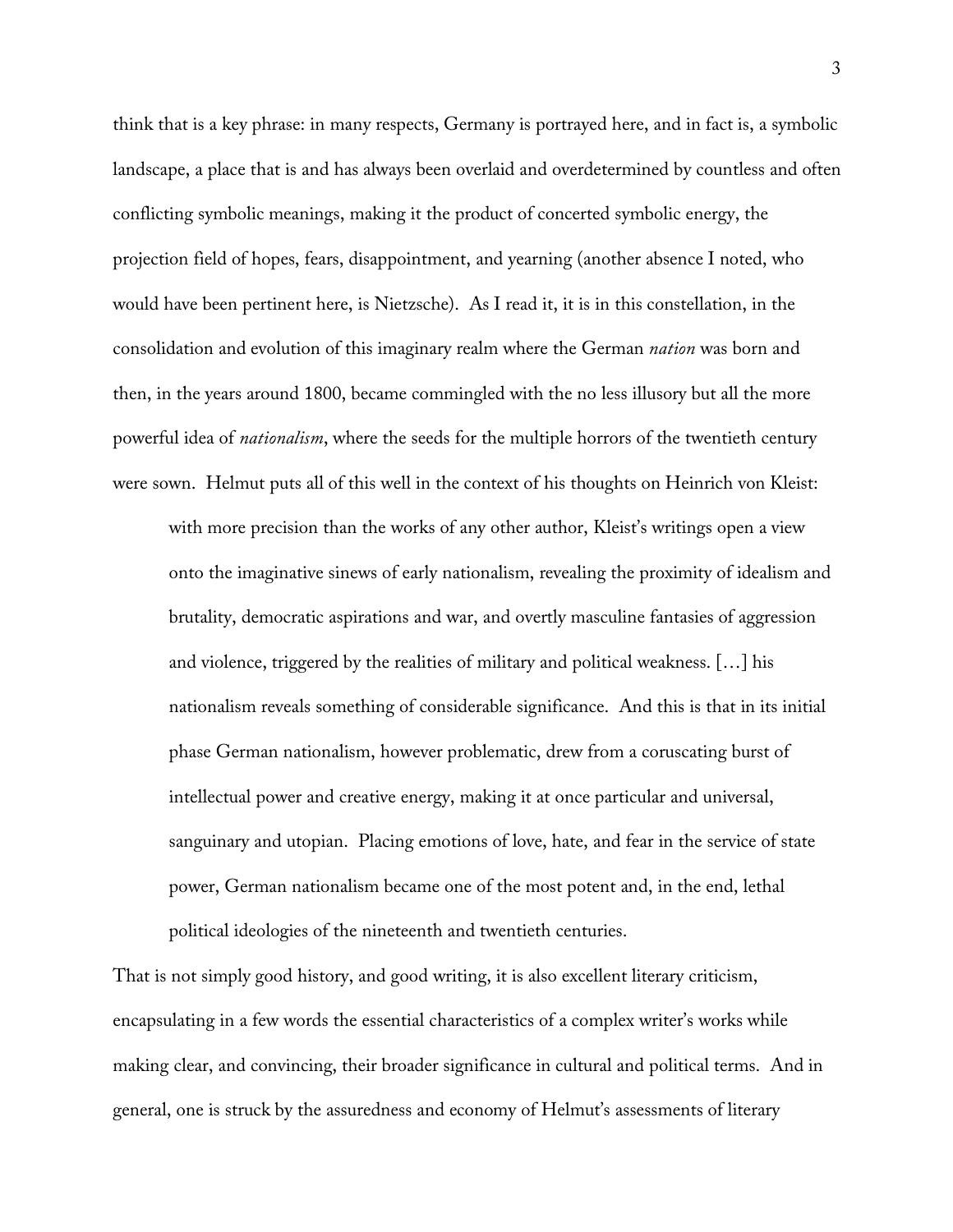think that is a key phrase: in many respects, Germany is portrayed here, and in fact is, a symbolic landscape, a place that is and has always been overlaid and overdetermined by countless and often conflicting symbolic meanings, making it the product of concerted symbolic energy, the projection field of hopes, fears, disappointment, and yearning (another absence I noted, who would have been pertinent here, is Nietzsche). As I read it, it is in this constellation, in the consolidation and evolution of this imaginary realm where the German *nation* was born and then, in the years around 1800, became commingled with the no less illusory but all the more powerful idea of *nationalism*, where the seeds for the multiple horrors of the twentieth century were sown. Helmut puts all of this well in the context of his thoughts on Heinrich von Kleist:

> with more precision than the works of any other author, Kleist's writings open a view onto the imaginative sinews of early nationalism, revealing the proximity of idealism and brutality, democratic aspirations and war, and overtly masculine fantasies of aggression and violence, triggered by the realities of military and political weakness. […] his nationalism reveals something of considerable significance. And this is that in its initial phase German nationalism, however problematic, drew from a coruscating burst of intellectual power and creative energy, making it at once particular and universal, sanguinary and utopian. Placing emotions of love, hate, and fear in the service of state power, German nationalism became one of the most potent and, in the end, lethal political ideologies of the nineteenth and twentieth centuries.

That is not simply good history, and good writing, it is also excellent literary criticism, encapsulating in a few words the essential characteristics of a complex writer's works while making clear, and convincing, their broader significance in cultural and political terms. And in general, one is struck by the assuredness and economy of Helmut's assessments of literary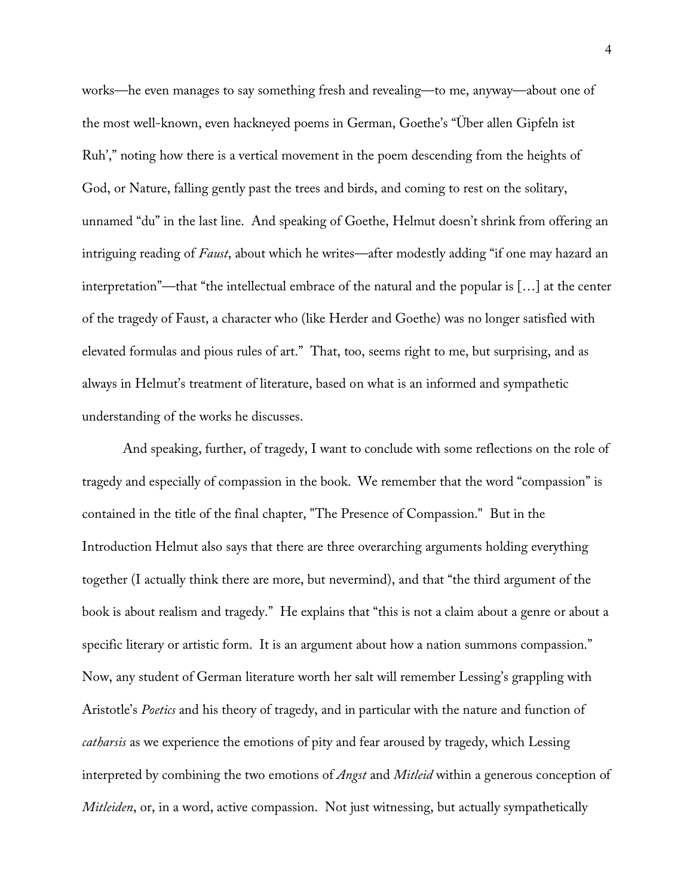works—he even manages to say something fresh and revealing—to me, anyway—about one of the most well-known, even hackneyed poems in German, Goethe's "Über allen Gipfeln ist Ruh'," noting how there is a vertical movement in the poem descending from the heights of God, or Nature, falling gently past the trees and birds, and coming to rest on the solitary, unnamed "du" in the last line. And speaking of Goethe, Helmut doesn't shrink from offering an intriguing reading of *Faust*, about which he writes—after modestly adding "if one may hazard an interpretation"—that "the intellectual embrace of the natural and the popular is […] at the center of the tragedy of Faust, a character who (like Herder and Goethe) was no longer satisfied with elevated formulas and pious rules of art." That, too, seems right to me, but surprising, and as always in Helmut's treatment of literature, based on what is an informed and sympathetic understanding of the works he discusses.

And speaking, further, of tragedy, I want to conclude with some reflections on the role of tragedy and especially of compassion in the book. We remember that the word "compassion" is contained in the title of the final chapter, "The Presence of Compassion." But in the Introduction Helmut also says that there are three overarching arguments holding everything together (I actually think there are more, but nevermind), and that "the third argument of the book is about realism and tragedy." He explains that "this is not a claim about a genre or about a specific literary or artistic form. It is an argument about how a nation summons compassion." Now, any student of German literature worth her salt will remember Lessing's grappling with Aristotle's *Poetics* and his theory of tragedy, and in particular with the nature and function of *catharsis* as we experience the emotions of pity and fear aroused by tragedy, which Lessing interpreted by combining the two emotions of *Angst* and *Mitleid* within a generous conception of *Mitleiden*, or, in a word, active compassion. Not just witnessing, but actually sympathetically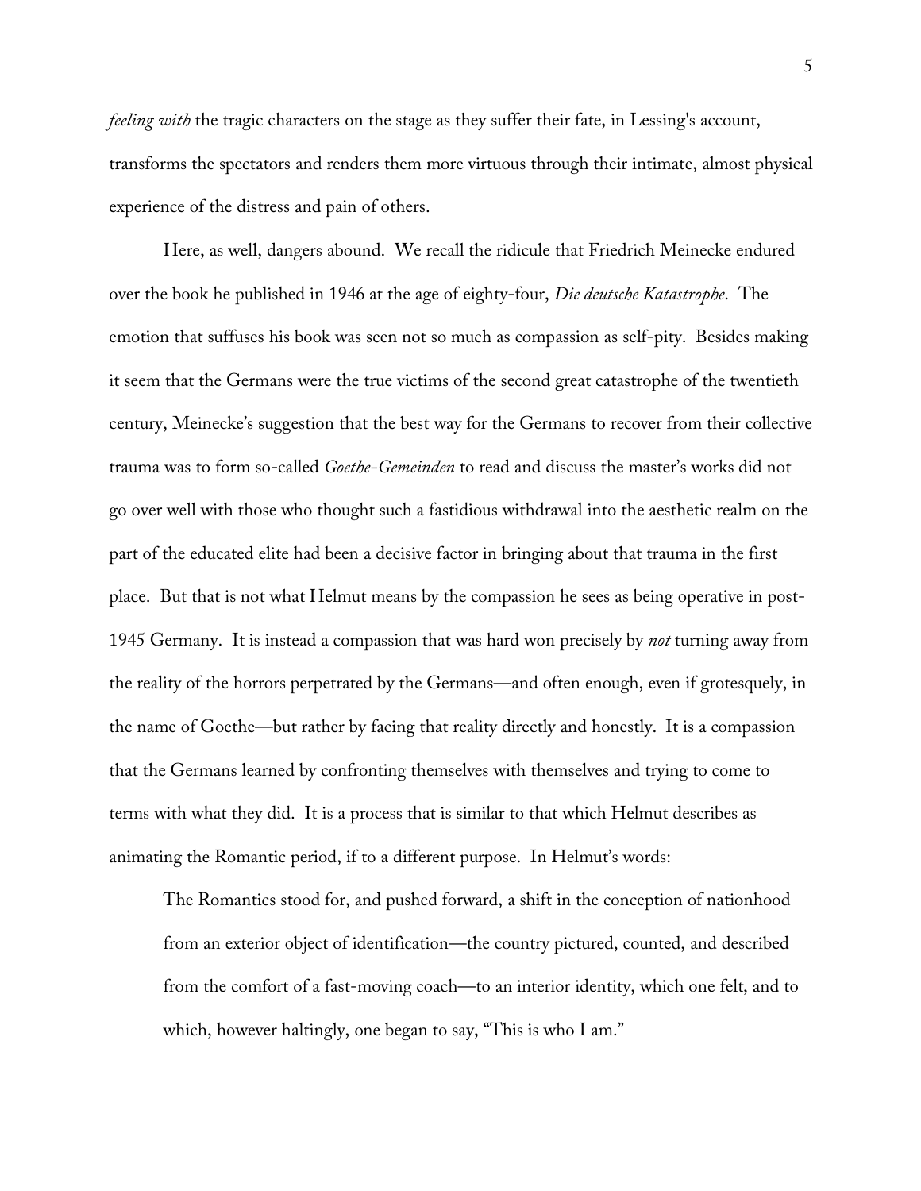*feeling with* the tragic characters on the stage as they suffer their fate, in Lessing's account, transforms the spectators and renders them more virtuous through their intimate, almost physical experience of the distress and pain of others.

Here, as well, dangers abound. We recall the ridicule that Friedrich Meinecke endured over the book he published in 1946 at the age of eighty-four, *Die deutsche Katastrophe*. The emotion that suffuses his book was seen not so much as compassion as self-pity. Besides making it seem that the Germans were the true victims of the second great catastrophe of the twentieth century, Meinecke's suggestion that the best way for the Germans to recover from their collective trauma was to form so-called *Goethe-Gemeinden* to read and discuss the master's works did not go over well with those who thought such a fastidious withdrawal into the aesthetic realm on the part of the educated elite had been a decisive factor in bringing about that trauma in the first place. But that is not what Helmut means by the compassion he sees as being operative in post-1945 Germany. It is instead a compassion that was hard won precisely by *not* turning away from the reality of the horrors perpetrated by the Germans—and often enough, even if grotesquely, in the name of Goethe—but rather by facing that reality directly and honestly. It is a compassion that the Germans learned by confronting themselves with themselves and trying to come to terms with what they did. It is a process that is similar to that which Helmut describes as animating the Romantic period, if to a different purpose. In Helmut's words:

> The Romantics stood for, and pushed forward, a shift in the conception of nationhood from an exterior object of identification—the country pictured, counted, and described from the comfort of a fast-moving coach—to an interior identity, which one felt, and to which, however haltingly, one began to say, "This is who I am."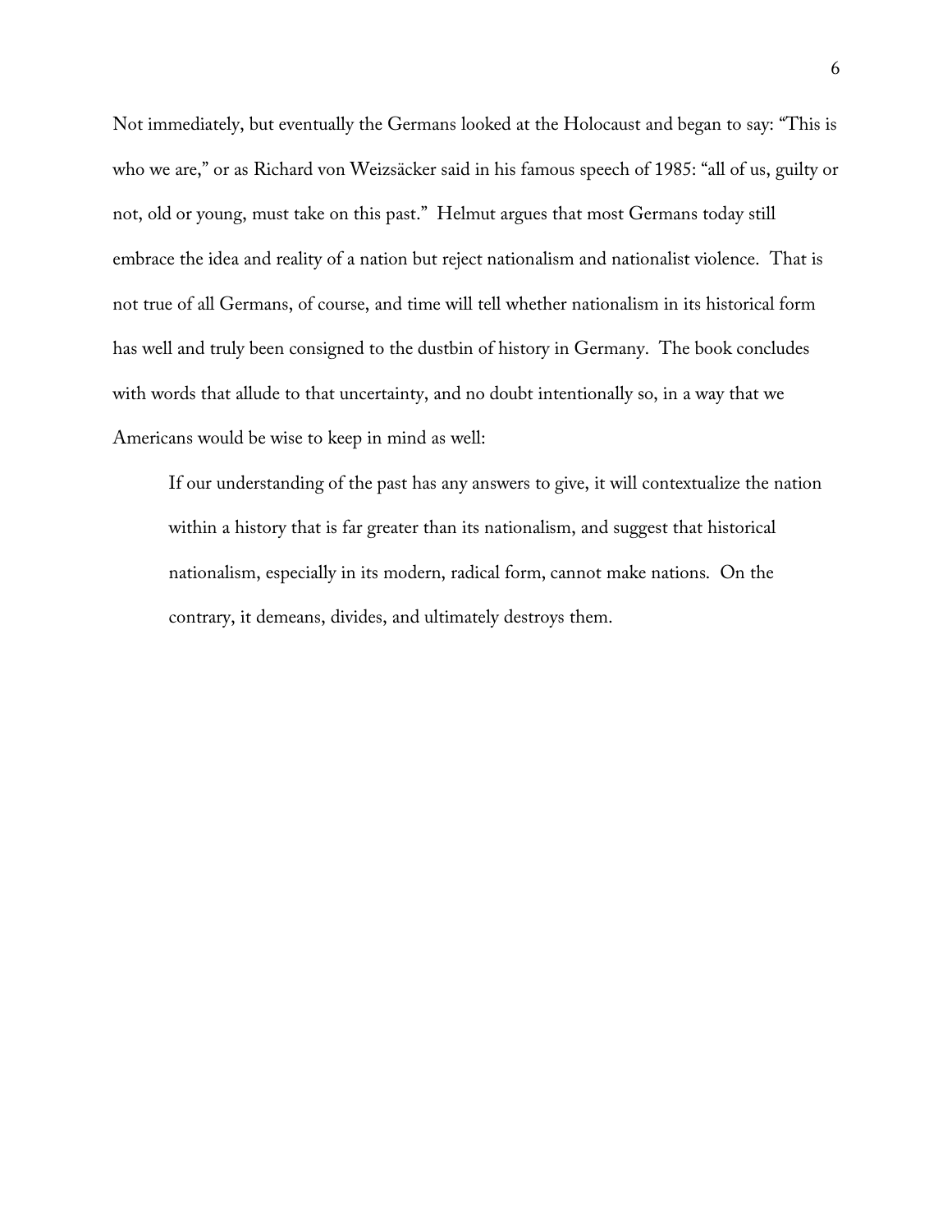Not immediately, but eventually the Germans looked at the Holocaust and began to say: "This is who we are," or as Richard von Weizsäcker said in his famous speech of 1985: "all of us, guilty or not, old or young, must take on this past." Helmut argues that most Germans today still embrace the idea and reality of a nation but reject nationalism and nationalist violence. That is not true of all Germans, of course, and time will tell whether nationalism in its historical form has well and truly been consigned to the dustbin of history in Germany. The book concludes with words that allude to that uncertainty, and no doubt intentionally so, in a way that we Americans would be wise to keep in mind as well:

> If our understanding of the past has any answers to give, it will contextualize the nation within a history that is far greater than its nationalism, and suggest that historical nationalism, especially in its modern, radical form, cannot make nations. On the contrary, it demeans, divides, and ultimately destroys them.